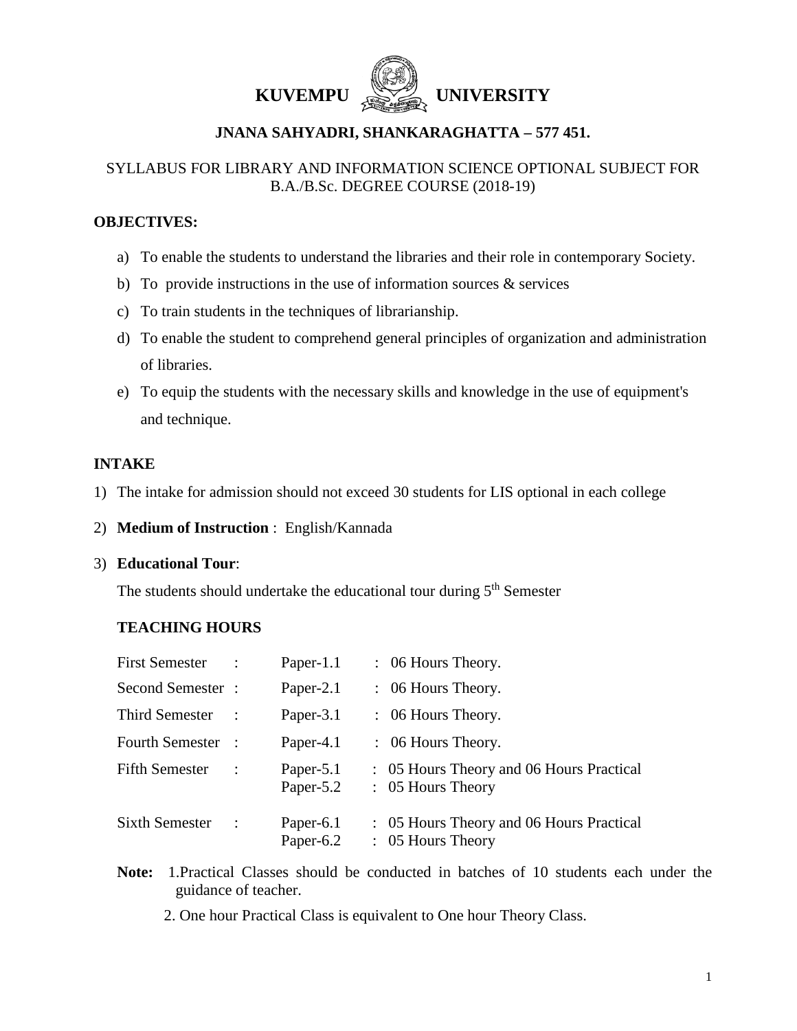# KUVEMPU UNIVERSITY

## JNANA SAHYADRI, SHANKARAGHATTA – 577 451.

SYLLABUS FOR LIBRARY AND INFORMATION SCIENCE OPTIONAL SUBJECT FOR B.A./B.Sc. DEGREE COURSE (2018-19)

### OBJECTIVES:

a) To enable the students to understand the libraries and their role in contemporary Society.

b) To provide instructions in the use of information sources & services

c) To train students in the techniques of librarianship.

d) To enable the student to comprehend general principles of organization and administration of libraries.

e) To equip the students with the necessary skills and knowledge in the use of equipment's and technique.

### INTAKE

1) The intake for admission should not exceed 30 students for LIS optional in each college

2) **Medium of Instruction** : English/Kannada

3) **Educational Tour**:

   The students should undertake the educational tour during 5th Semester

### TEACHING HOURS

| Semester | | Paper | |
|---|---|---|---|
| First Semester | : | Paper-1.1 | : 06 Hours Theory. |
| Second Semester | : | Paper-2.1 | : 06 Hours Theory. |
| Third Semester | : | Paper-3.1 | : 06 Hours Theory. |
| Fourth Semester | : | Paper-4.1 | : 06 Hours Theory. |
| Fifth Semester | : | Paper-5.1 | : 05 Hours Theory and 06 Hours Practical |
| | | Paper-5.2 | : 05 Hours Theory |
| Sixth Semester | : | Paper-6.1 | : 05 Hours Theory and 06 Hours Practical |
| | | Paper-6.2 | : 05 Hours Theory |

**Note:** 1.Practical Classes should be conducted in batches of 10 students each under the guidance of teacher.

2. One hour Practical Class is equivalent to One hour Theory Class.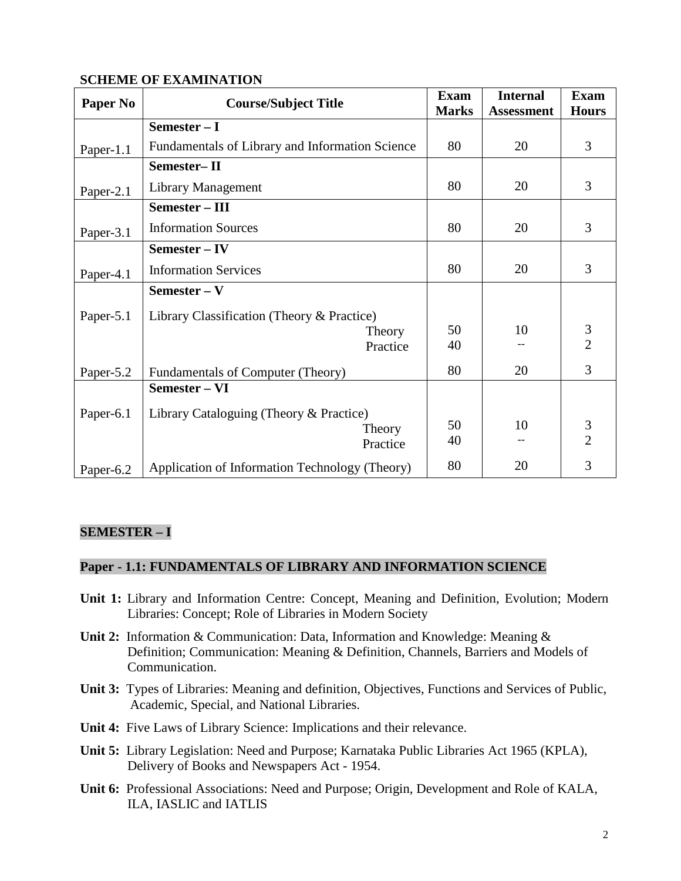**SCHEME OF EXAMINATION**

| Paper No | Course/Subject Title | Exam Marks | Internal Assessment | Exam Hours |
|---|---|---|---|---|
| | **Semester – I** | | | |
| Paper-1.1 | Fundamentals of Library and Information Science | 80 | 20 | 3 |
| | **Semester– II** | | | |
| Paper-2.1 | Library Management | 80 | 20 | 3 |
| | **Semester – III** | | | |
| Paper-3.1 | Information Sources | 80 | 20 | 3 |
| | **Semester – IV** | | | |
| Paper-4.1 | Information Services | 80 | 20 | 3 |
| | **Semester – V** | | | |
| Paper-5.1 | Library Classification (Theory & Practice) | | | |
| | Theory | 50 | 10 | 3 |
| | Practice | 40 | -- | 2 |
| Paper-5.2 | Fundamentals of Computer (Theory) | 80 | 20 | 3 |
| | **Semester – VI** | | | |
| Paper-6.1 | Library Cataloguing (Theory & Practice) | | | |
| | Theory | 50 | 10 | 3 |
| | Practice | 40 | -- | 2 |
| Paper-6.2 | Application of Information Technology (Theory) | 80 | 20 | 3 |

## SEMESTER – I

### Paper - 1.1: FUNDAMENTALS OF LIBRARY AND INFORMATION SCIENCE

**Unit 1:** Library and Information Centre: Concept, Meaning and Definition, Evolution; Modern Libraries: Concept; Role of Libraries in Modern Society

**Unit 2:** Information & Communication: Data, Information and Knowledge: Meaning & Definition; Communication: Meaning & Definition, Channels, Barriers and Models of Communication.

**Unit 3:** Types of Libraries: Meaning and definition, Objectives, Functions and Services of Public, Academic, Special, and National Libraries.

**Unit 4:** Five Laws of Library Science: Implications and their relevance.

**Unit 5:** Library Legislation: Need and Purpose; Karnataka Public Libraries Act 1965 (KPLA), Delivery of Books and Newspapers Act - 1954.

**Unit 6:** Professional Associations: Need and Purpose; Origin, Development and Role of KALA, ILA, IASLIC and IATLIS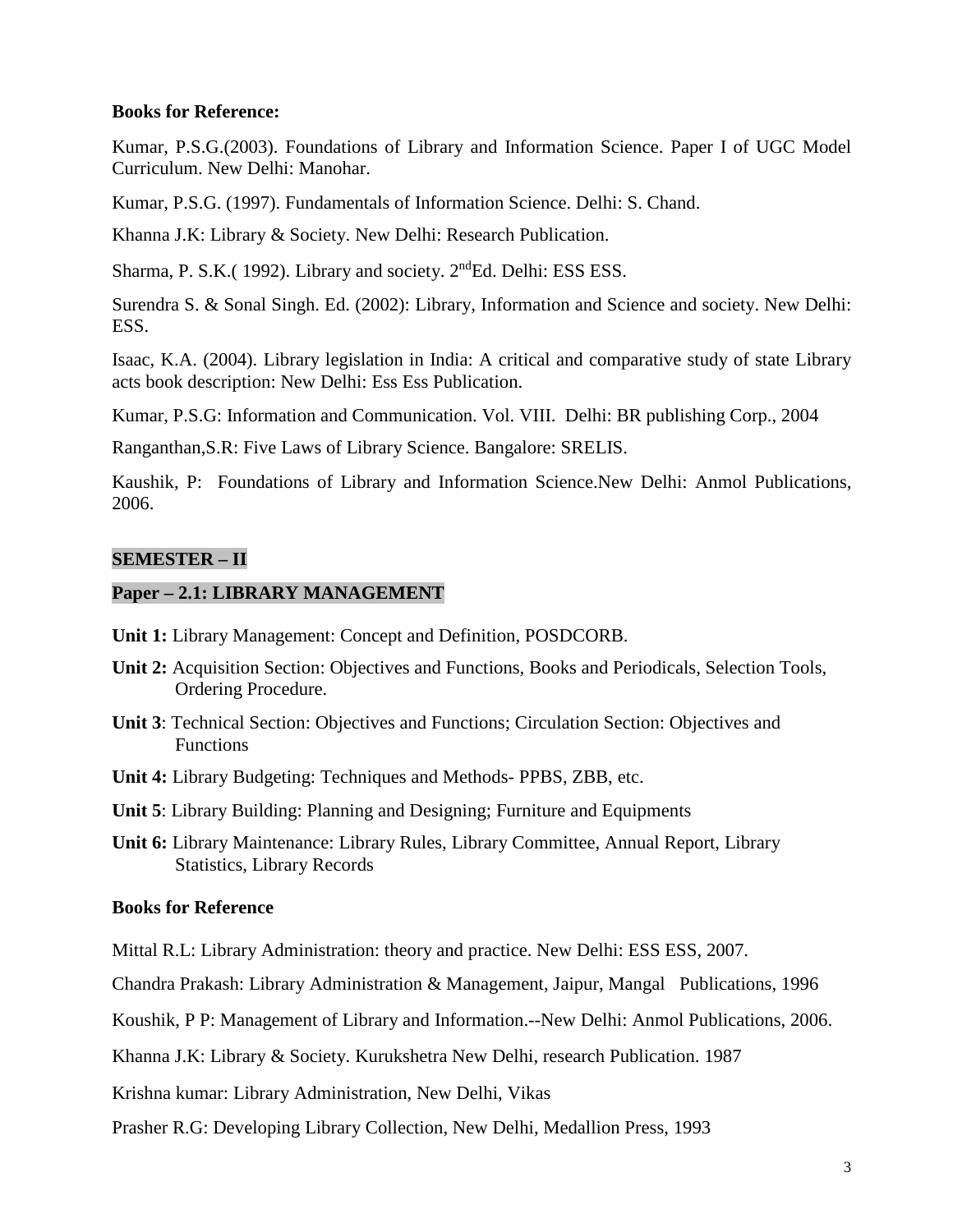**Books for Reference:**

Kumar, P.S.G.(2003). Foundations of Library and Information Science. Paper I of UGC Model Curriculum. New Delhi: Manohar.

Kumar, P.S.G. (1997). Fundamentals of Information Science. Delhi: S. Chand.

Khanna J.K: Library & Society. New Delhi: Research Publication.

Sharma, P. S.K.( 1992). Library and society. 2ndEd. Delhi: ESS ESS.

Surendra S. & Sonal Singh. Ed. (2002): Library, Information and Science and society. New Delhi: ESS.

Isaac, K.A. (2004). Library legislation in India: A critical and comparative study of state Library acts book description: New Delhi: Ess Ess Publication.

Kumar, P.S.G: Information and Communication. Vol. VIII. Delhi: BR publishing Corp., 2004

Ranganthan,S.R: Five Laws of Library Science. Bangalore: SRELIS.

Kaushik, P: Foundations of Library and Information Science.New Delhi: Anmol Publications, 2006.

## SEMESTER – II

### Paper – 2.1: LIBRARY MANAGEMENT

**Unit 1:** Library Management: Concept and Definition, POSDCORB.

**Unit 2:** Acquisition Section: Objectives and Functions, Books and Periodicals, Selection Tools, Ordering Procedure.

**Unit 3**: Technical Section: Objectives and Functions; Circulation Section: Objectives and Functions

**Unit 4:** Library Budgeting: Techniques and Methods- PPBS, ZBB, etc.

**Unit 5**: Library Building: Planning and Designing; Furniture and Equipments

**Unit 6:** Library Maintenance: Library Rules, Library Committee, Annual Report, Library Statistics, Library Records

**Books for Reference**

Mittal R.L: Library Administration: theory and practice. New Delhi: ESS ESS, 2007.

Chandra Prakash: Library Administration & Management, Jaipur, Mangal Publications, 1996

Koushik, P P: Management of Library and Information.--New Delhi: Anmol Publications, 2006.

Khanna J.K: Library & Society. Kurukshetra New Delhi, research Publication. 1987

Krishna kumar: Library Administration, New Delhi, Vikas

Prasher R.G: Developing Library Collection, New Delhi, Medallion Press, 1993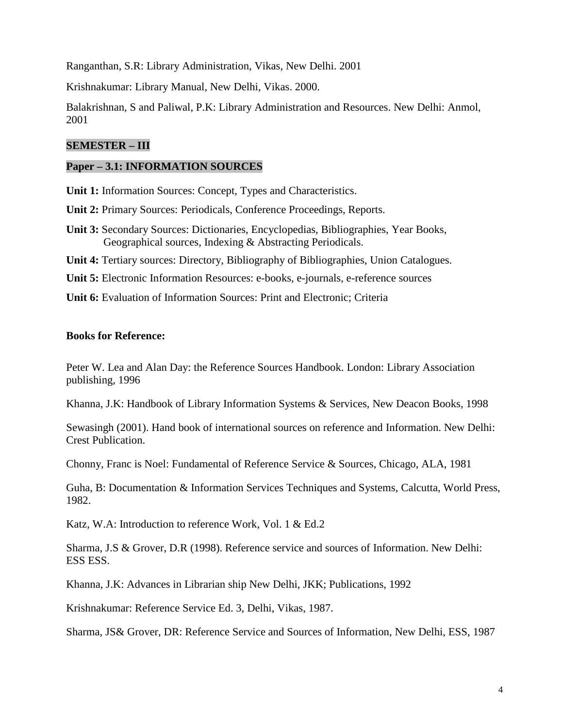Ranganthan, S.R: Library Administration, Vikas, New Delhi. 2001

Krishnakumar: Library Manual, New Delhi, Vikas. 2000.

Balakrishnan, S and Paliwal, P.K: Library Administration and Resources. New Delhi: Anmol, 2001

## SEMESTER – III

### Paper – 3.1: INFORMATION SOURCES

**Unit 1:** Information Sources: Concept, Types and Characteristics.

**Unit 2:** Primary Sources: Periodicals, Conference Proceedings, Reports.

**Unit 3:** Secondary Sources: Dictionaries, Encyclopedias, Bibliographies, Year Books, Geographical sources, Indexing & Abstracting Periodicals.

**Unit 4:** Tertiary sources: Directory, Bibliography of Bibliographies, Union Catalogues.

**Unit 5:** Electronic Information Resources: e-books, e-journals, e-reference sources

**Unit 6:** Evaluation of Information Sources: Print and Electronic; Criteria

**Books for Reference:**

Peter W. Lea and Alan Day: the Reference Sources Handbook. London: Library Association publishing, 1996

Khanna, J.K: Handbook of Library Information Systems & Services, New Deacon Books, 1998

Sewasingh (2001). Hand book of international sources on reference and Information. New Delhi: Crest Publication.

Chonny, Franc is Noel: Fundamental of Reference Service & Sources, Chicago, ALA, 1981

Guha, B: Documentation & Information Services Techniques and Systems, Calcutta, World Press, 1982.

Katz, W.A: Introduction to reference Work, Vol. 1 & Ed.2

Sharma, J.S & Grover, D.R (1998). Reference service and sources of Information. New Delhi: ESS ESS.

Khanna, J.K: Advances in Librarian ship New Delhi, JKK; Publications, 1992

Krishnakumar: Reference Service Ed. 3, Delhi, Vikas, 1987.

Sharma, JS& Grover, DR: Reference Service and Sources of Information, New Delhi, ESS, 1987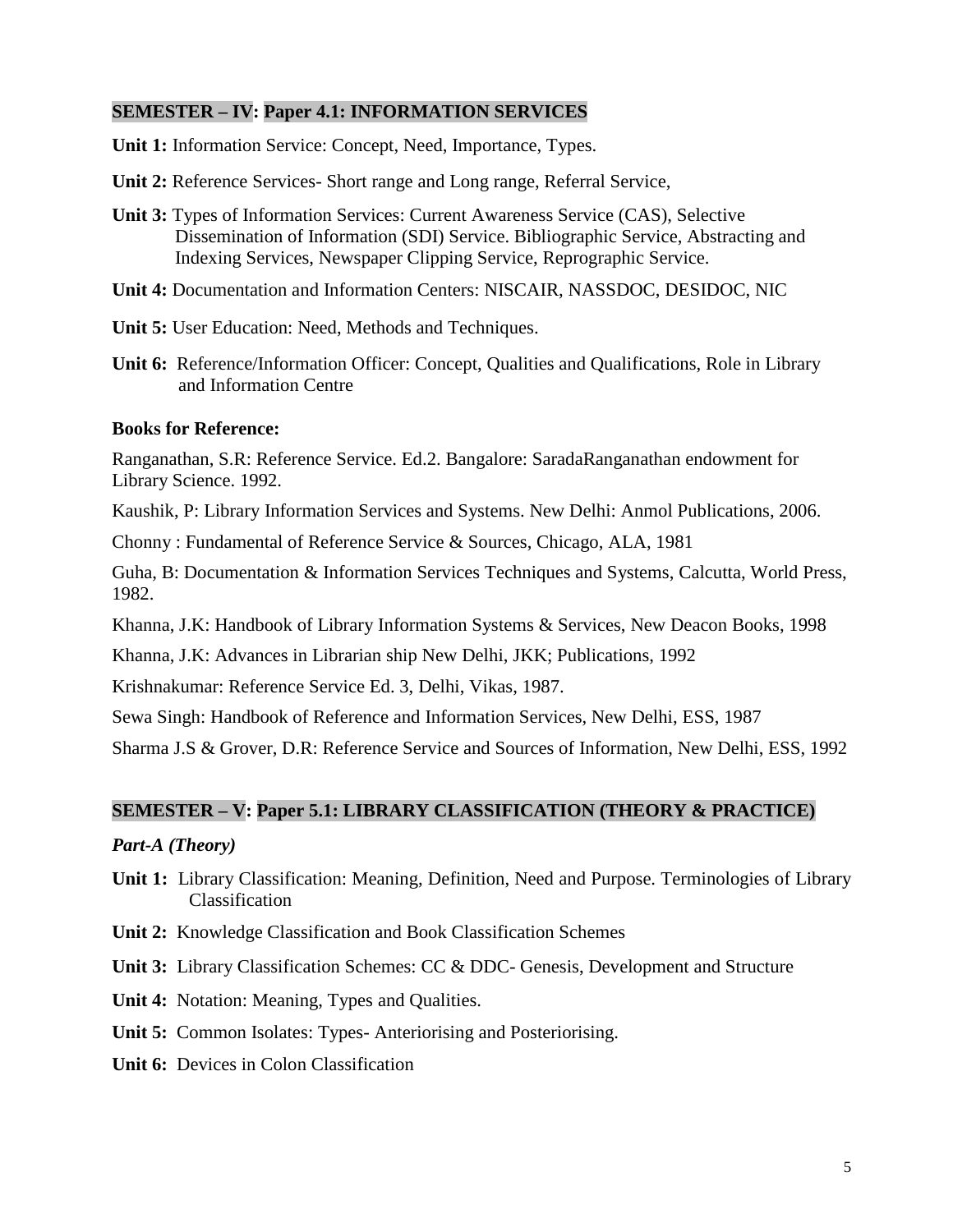## SEMESTER – IV: Paper 4.1: INFORMATION SERVICES

**Unit 1:** Information Service: Concept, Need, Importance, Types.

**Unit 2:** Reference Services- Short range and Long range, Referral Service,

**Unit 3:** Types of Information Services: Current Awareness Service (CAS), Selective Dissemination of Information (SDI) Service. Bibliographic Service, Abstracting and Indexing Services, Newspaper Clipping Service, Reprographic Service.

**Unit 4:** Documentation and Information Centers: NISCAIR, NASSDOC, DESIDOC, NIC

**Unit 5:** User Education: Need, Methods and Techniques.

**Unit 6:** Reference/Information Officer: Concept, Qualities and Qualifications, Role in Library and Information Centre

**Books for Reference:**

Ranganathan, S.R: Reference Service. Ed.2. Bangalore: SaradaRanganathan endowment for Library Science. 1992.

Kaushik, P: Library Information Services and Systems. New Delhi: Anmol Publications, 2006.

Chonny : Fundamental of Reference Service & Sources, Chicago, ALA, 1981

Guha, B: Documentation & Information Services Techniques and Systems, Calcutta, World Press, 1982.

Khanna, J.K: Handbook of Library Information Systems & Services, New Deacon Books, 1998

Khanna, J.K: Advances in Librarian ship New Delhi, JKK; Publications, 1992

Krishnakumar: Reference Service Ed. 3, Delhi, Vikas, 1987.

Sewa Singh: Handbook of Reference and Information Services, New Delhi, ESS, 1987

Sharma J.S & Grover, D.R: Reference Service and Sources of Information, New Delhi, ESS, 1992

## SEMESTER – V: Paper 5.1: LIBRARY CLASSIFICATION (THEORY & PRACTICE)

***Part-A (Theory)***

**Unit 1:** Library Classification: Meaning, Definition, Need and Purpose. Terminologies of Library Classification

**Unit 2:** Knowledge Classification and Book Classification Schemes

**Unit 3:** Library Classification Schemes: CC & DDC- Genesis, Development and Structure

**Unit 4:** Notation: Meaning, Types and Qualities.

**Unit 5:** Common Isolates: Types- Anteriorising and Posteriorising.

**Unit 6:** Devices in Colon Classification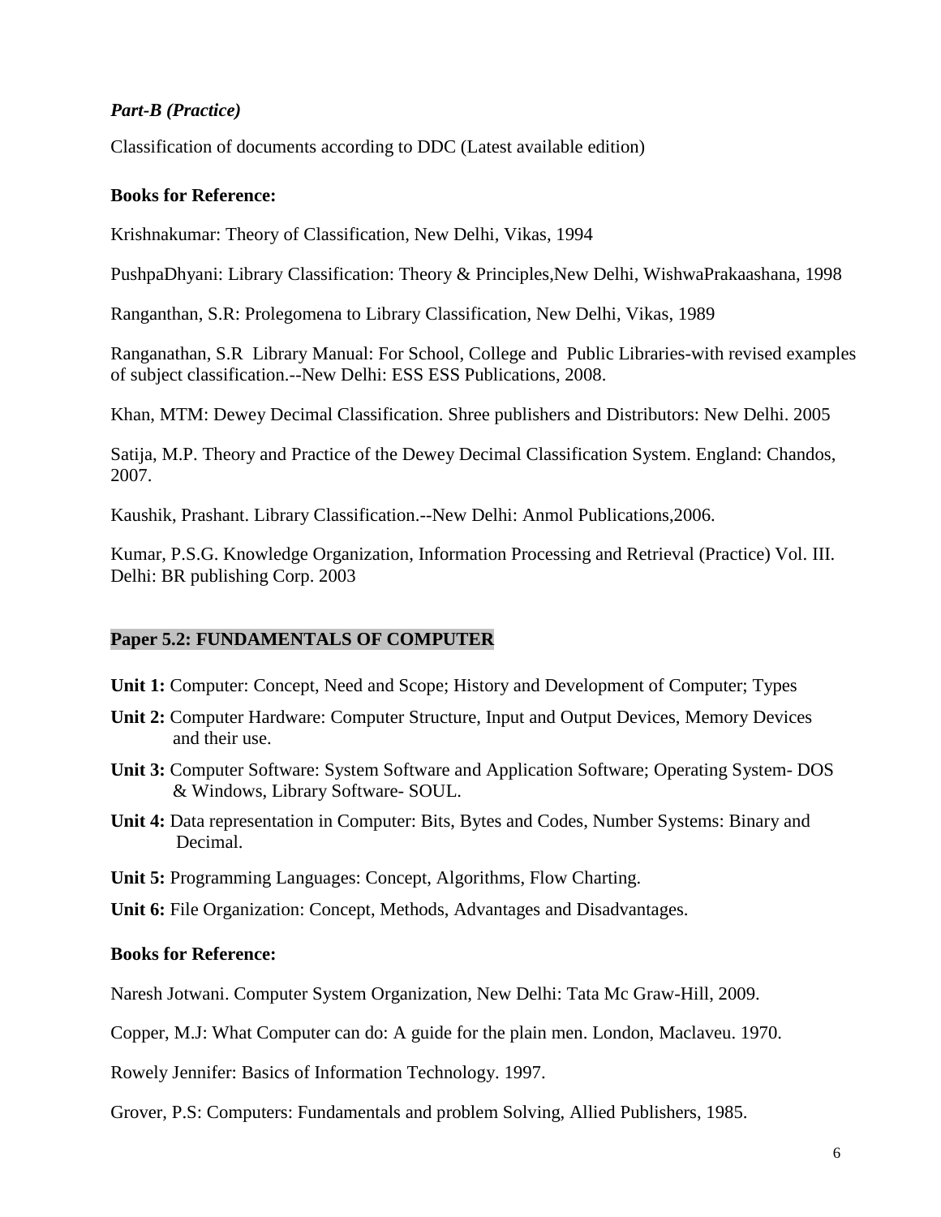***Part-B (Practice)***

Classification of documents according to DDC (Latest available edition)

**Books for Reference:**

Krishnakumar: Theory of Classification, New Delhi, Vikas, 1994

PushpaDhyani: Library Classification: Theory & Principles,New Delhi, WishwaPrakaashana, 1998

Ranganthan, S.R: Prolegomena to Library Classification, New Delhi, Vikas, 1989

Ranganathan, S.R Library Manual: For School, College and Public Libraries-with revised examples of subject classification.--New Delhi: ESS ESS Publications, 2008.

Khan, MTM: Dewey Decimal Classification. Shree publishers and Distributors: New Delhi. 2005

Satija, M.P. Theory and Practice of the Dewey Decimal Classification System. England: Chandos, 2007.

Kaushik, Prashant. Library Classification.--New Delhi: Anmol Publications,2006.

Kumar, P.S.G. Knowledge Organization, Information Processing and Retrieval (Practice) Vol. III. Delhi: BR publishing Corp. 2003

## Paper 5.2: FUNDAMENTALS OF COMPUTER

**Unit 1:** Computer: Concept, Need and Scope; History and Development of Computer; Types

**Unit 2:** Computer Hardware: Computer Structure, Input and Output Devices, Memory Devices and their use.

**Unit 3:** Computer Software: System Software and Application Software; Operating System- DOS & Windows, Library Software- SOUL.

**Unit 4:** Data representation in Computer: Bits, Bytes and Codes, Number Systems: Binary and Decimal.

**Unit 5:** Programming Languages: Concept, Algorithms, Flow Charting.

**Unit 6:** File Organization: Concept, Methods, Advantages and Disadvantages.

**Books for Reference:**

Naresh Jotwani. Computer System Organization, New Delhi: Tata Mc Graw-Hill, 2009.

Copper, M.J: What Computer can do: A guide for the plain men. London, Maclaveu. 1970.

Rowely Jennifer: Basics of Information Technology. 1997.

Grover, P.S: Computers: Fundamentals and problem Solving, Allied Publishers, 1985.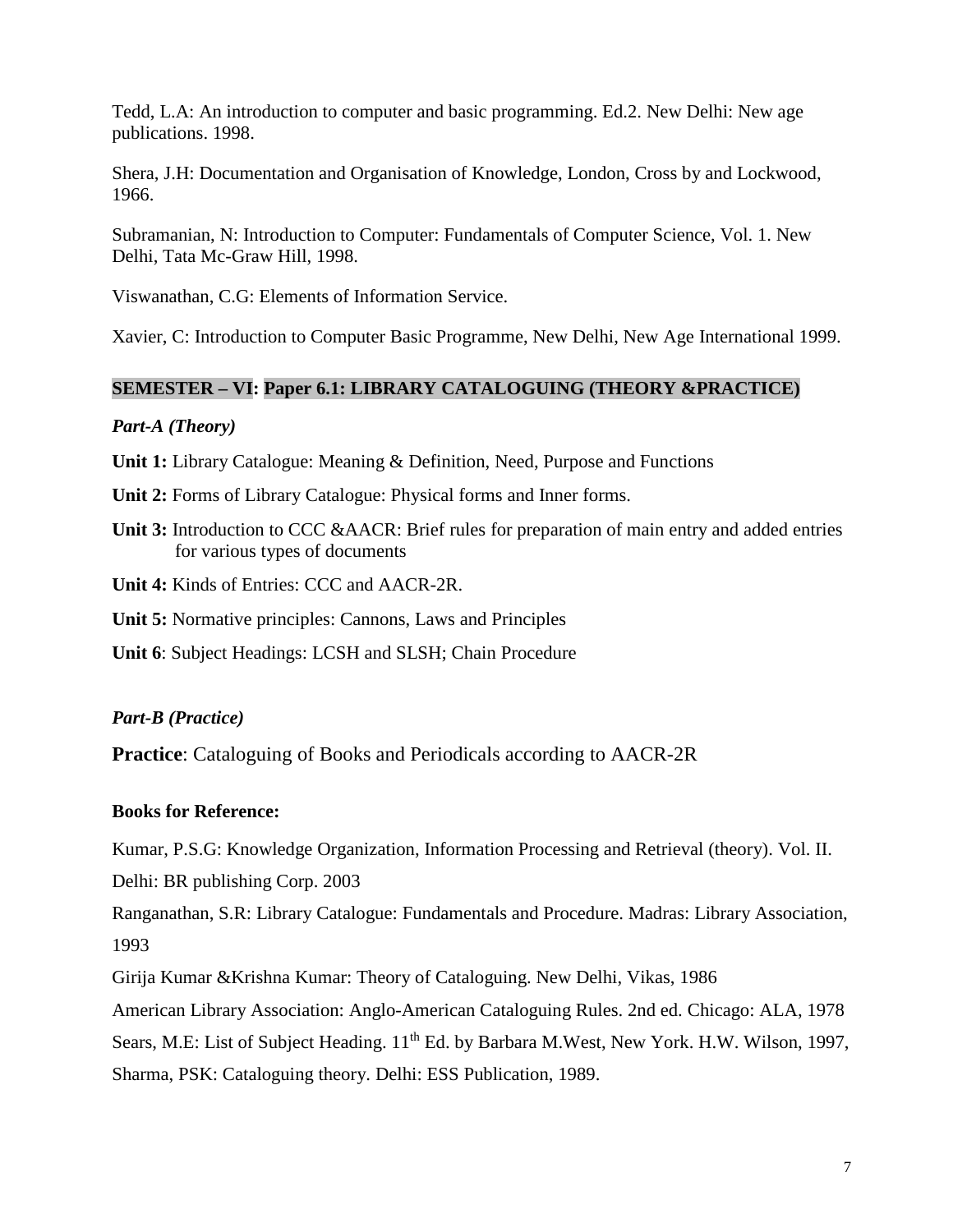Tedd, L.A: An introduction to computer and basic programming. Ed.2. New Delhi: New age publications. 1998.

Shera, J.H: Documentation and Organisation of Knowledge, London, Cross by and Lockwood, 1966.

Subramanian, N: Introduction to Computer: Fundamentals of Computer Science, Vol. 1. New Delhi, Tata Mc-Graw Hill, 1998.

Viswanathan, C.G: Elements of Information Service.

Xavier, C: Introduction to Computer Basic Programme, New Delhi, New Age International 1999.

## SEMESTER – VI: Paper 6.1: LIBRARY CATALOGUING (THEORY &PRACTICE)

### *Part-A (Theory)*

**Unit 1:** Library Catalogue: Meaning & Definition, Need, Purpose and Functions

**Unit 2:** Forms of Library Catalogue: Physical forms and Inner forms.

**Unit 3:** Introduction to CCC &AACR: Brief rules for preparation of main entry and added entries for various types of documents

**Unit 4:** Kinds of Entries: CCC and AACR-2R.

**Unit 5:** Normative principles: Cannons, Laws and Principles

**Unit 6**: Subject Headings: LCSH and SLSH; Chain Procedure

### *Part-B (Practice)*

**Practice**: Cataloguing of Books and Periodicals according to AACR-2R

**Books for Reference:**

Kumar, P.S.G: Knowledge Organization, Information Processing and Retrieval (theory). Vol. II. Delhi: BR publishing Corp. 2003

Ranganathan, S.R: Library Catalogue: Fundamentals and Procedure. Madras: Library Association, 1993

Girija Kumar &Krishna Kumar: Theory of Cataloguing. New Delhi, Vikas, 1986

American Library Association: Anglo-American Cataloguing Rules. 2nd ed. Chicago: ALA, 1978

Sears, M.E: List of Subject Heading. 11th Ed. by Barbara M.West, New York. H.W. Wilson, 1997,

Sharma, PSK: Cataloguing theory. Delhi: ESS Publication, 1989.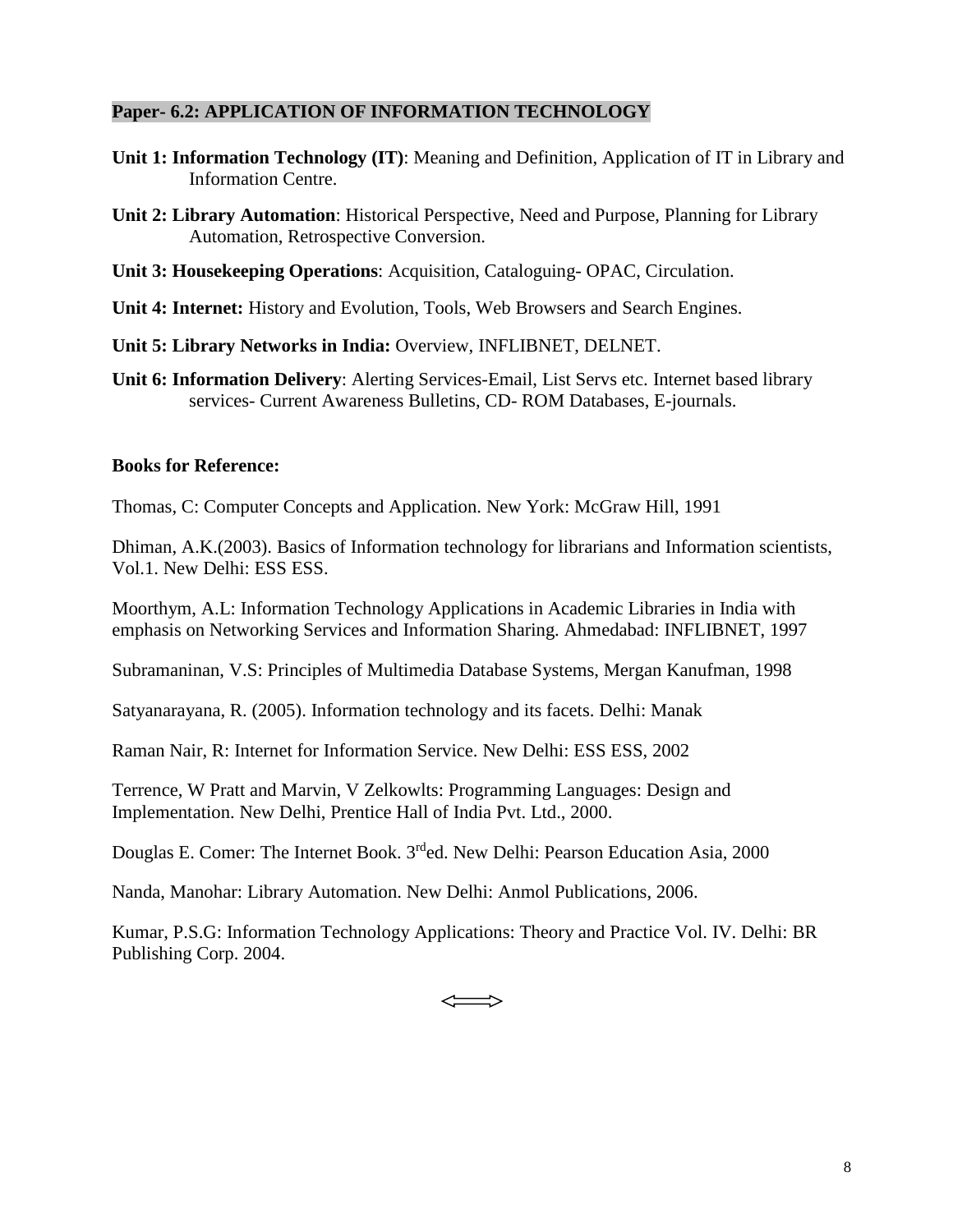## Paper- 6.2: APPLICATION OF INFORMATION TECHNOLOGY

**Unit 1: Information Technology (IT)**: Meaning and Definition, Application of IT in Library and Information Centre.

**Unit 2: Library Automation**: Historical Perspective, Need and Purpose, Planning for Library Automation, Retrospective Conversion.

**Unit 3: Housekeeping Operations**: Acquisition, Cataloguing- OPAC, Circulation.

**Unit 4: Internet:** History and Evolution, Tools, Web Browsers and Search Engines.

**Unit 5: Library Networks in India:** Overview, INFLIBNET, DELNET.

**Unit 6: Information Delivery**: Alerting Services-Email, List Servs etc. Internet based library services- Current Awareness Bulletins, CD- ROM Databases, E-journals.

**Books for Reference:**

Thomas, C: Computer Concepts and Application. New York: McGraw Hill, 1991

Dhiman, A.K.(2003). Basics of Information technology for librarians and Information scientists, Vol.1. New Delhi: ESS ESS.

Moorthym, A.L: Information Technology Applications in Academic Libraries in India with emphasis on Networking Services and Information Sharing. Ahmedabad: INFLIBNET, 1997

Subramaninan, V.S: Principles of Multimedia Database Systems, Mergan Kanufman, 1998

Satyanarayana, R. (2005). Information technology and its facets. Delhi: Manak

Raman Nair, R: Internet for Information Service. New Delhi: ESS ESS, 2002

Terrence, W Pratt and Marvin, V Zelkowlts: Programming Languages: Design and Implementation. New Delhi, Prentice Hall of India Pvt. Ltd., 2000.

Douglas E. Comer: The Internet Book. 3rd ed. New Delhi: Pearson Education Asia, 2000

Nanda, Manohar: Library Automation. New Delhi: Anmol Publications, 2006.

Kumar, P.S.G: Information Technology Applications: Theory and Practice Vol. IV. Delhi: BR Publishing Corp. 2004.

⟺